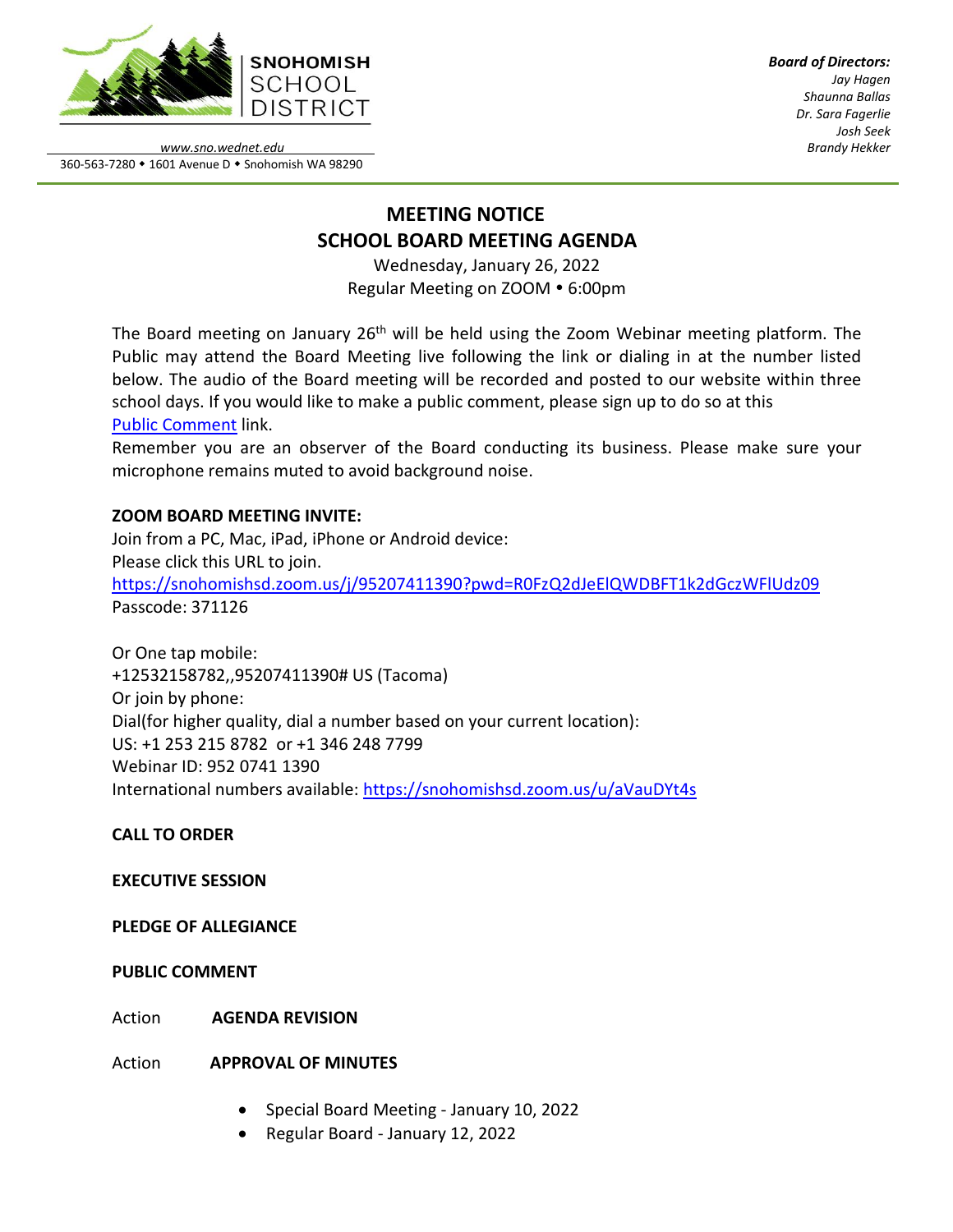**SNOHOMISH SCHOOL DISTRICT**

*www.sno.wednet.edu*
360-563-7280 • 1601 Avenue D • Snohomish WA 98290

***Board of Directors:***
*Jay Hagen*
*Shaunna Ballas*
*Dr. Sara Fagerlie*
*Josh Seek*
*Brandy Hekker*

# MEETING NOTICE
# SCHOOL BOARD MEETING AGENDA

Wednesday, January 26, 2022
Regular Meeting on ZOOM • 6:00pm

The Board meeting on January 26th will be held using the Zoom Webinar meeting platform. The Public may attend the Board Meeting live following the link or dialing in at the number listed below. The audio of the Board meeting will be recorded and posted to our website within three school days. If you would like to make a public comment, please sign up to do so at this Public Comment link.
Remember you are an observer of the Board conducting its business. Please make sure your microphone remains muted to avoid background noise.

**ZOOM BOARD MEETING INVITE:**
Join from a PC, Mac, iPad, iPhone or Android device:
Please click this URL to join.
https://snohomishsd.zoom.us/j/95207411390?pwd=R0FzQ2dJeElQWDBFT1k2dGczWFlUdz09
Passcode: 371126

Or One tap mobile:
+12532158782,,95207411390# US (Tacoma)
Or join by phone:
Dial(for higher quality, dial a number based on your current location):
US: +1 253 215 8782 or +1 346 248 7799
Webinar ID: 952 0741 1390
International numbers available: https://snohomishsd.zoom.us/u/aVauDYt4s

**CALL TO ORDER**

**EXECUTIVE SESSION**

**PLEDGE OF ALLEGIANCE**

**PUBLIC COMMENT**

Action **AGENDA REVISION**

Action **APPROVAL OF MINUTES**

- Special Board Meeting - January 10, 2022
- Regular Board - January 12, 2022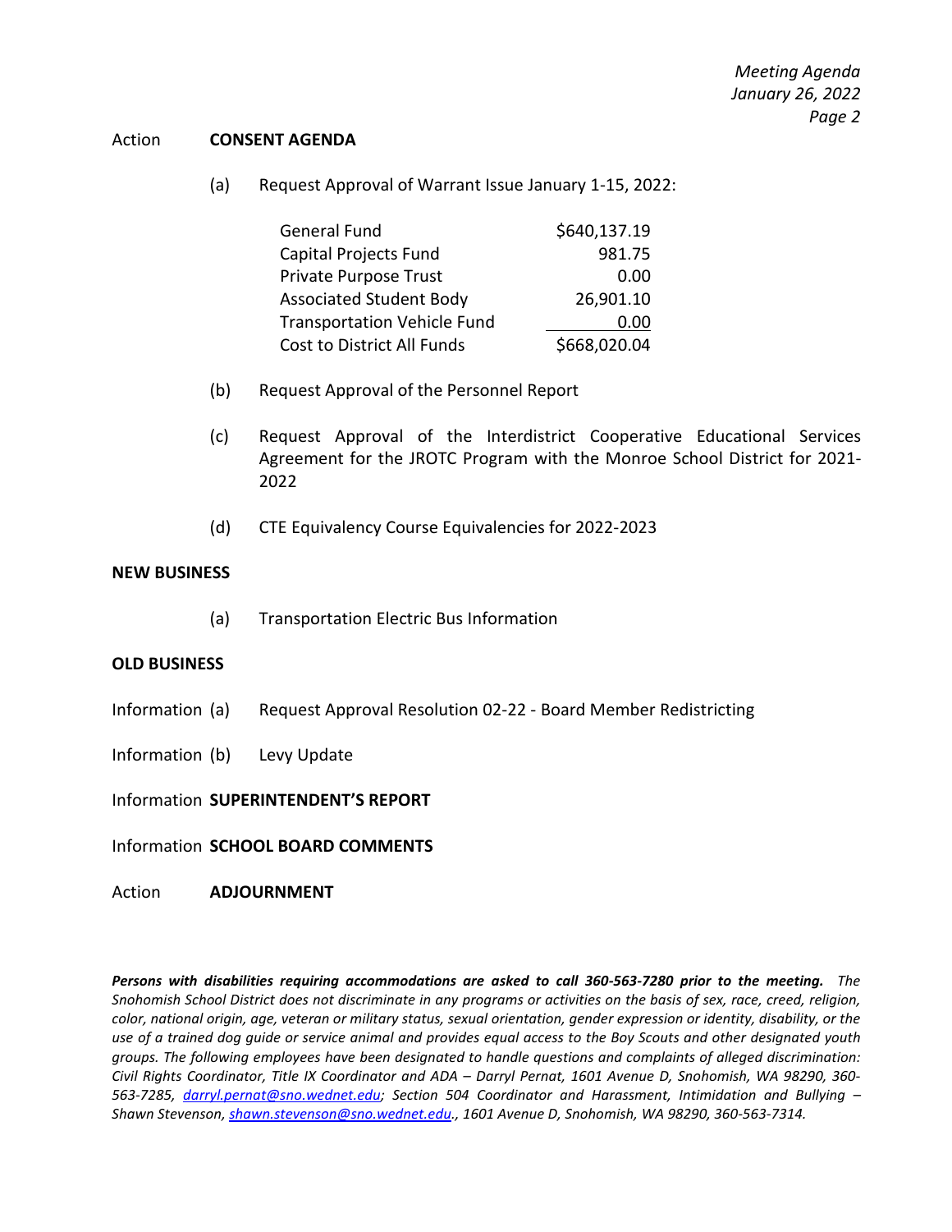Action **CONSENT AGENDA**

(a) Request Approval of Warrant Issue January 1-15, 2022:

| | |
|---|---|
| General Fund | $640,137.19 |
| Capital Projects Fund | 981.75 |
| Private Purpose Trust | 0.00 |
| Associated Student Body | 26,901.10 |
| Transportation Vehicle Fund | 0.00 |
| Cost to District All Funds | $668,020.04 |

(b) Request Approval of the Personnel Report

(c) Request Approval of the Interdistrict Cooperative Educational Services Agreement for the JROTC Program with the Monroe School District for 2021-2022

(d) CTE Equivalency Course Equivalencies for 2022-2023

**NEW BUSINESS**

(a) Transportation Electric Bus Information

**OLD BUSINESS**

Information (a) Request Approval Resolution 02-22 - Board Member Redistricting

Information (b) Levy Update

Information **SUPERINTENDENT'S REPORT**

Information **SCHOOL BOARD COMMENTS**

Action **ADJOURNMENT**

***Persons with disabilities requiring accommodations are asked to call 360-563-7280 prior to the meeting.*** *The Snohomish School District does not discriminate in any programs or activities on the basis of sex, race, creed, religion, color, national origin, age, veteran or military status, sexual orientation, gender expression or identity, disability, or the use of a trained dog guide or service animal and provides equal access to the Boy Scouts and other designated youth groups. The following employees have been designated to handle questions and complaints of alleged discrimination: Civil Rights Coordinator, Title IX Coordinator and ADA – Darryl Pernat, 1601 Avenue D, Snohomish, WA 98290, 360-563-7285, darryl.pernat@sno.wednet.edu; Section 504 Coordinator and Harassment, Intimidation and Bullying – Shawn Stevenson, shawn.stevenson@sno.wednet.edu., 1601 Avenue D, Snohomish, WA 98290, 360-563-7314.*